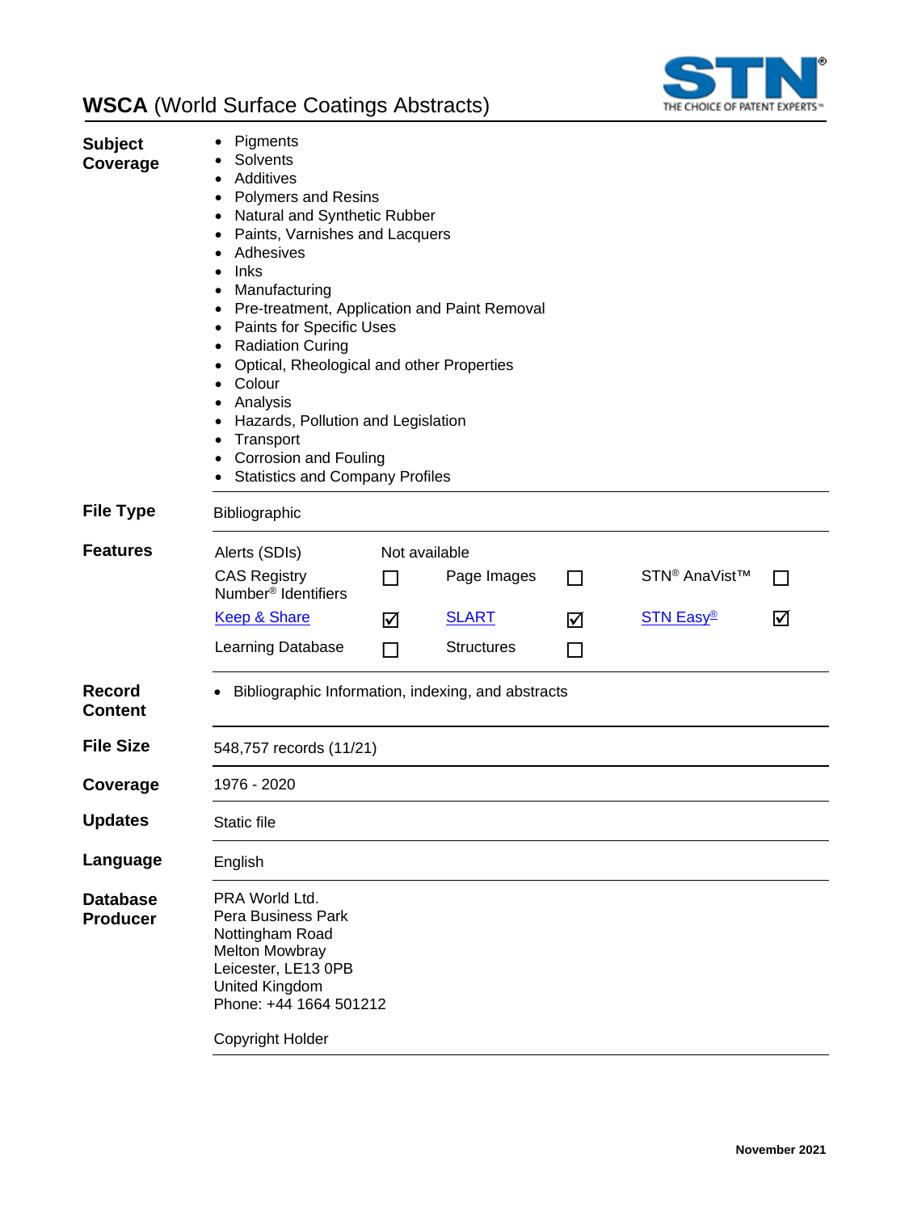# WSCA (World Surface Coatings Abstracts)

THE CHOICE OF PATENT EXPERTS™

**Subject Coverage**

- Pigments
- Solvents
- Additives
- Polymers and Resins
- Natural and Synthetic Rubber
- Paints, Varnishes and Lacquers
- Adhesives
- Inks
- Manufacturing
- Pre-treatment, Application and Paint Removal
- Paints for Specific Uses
- Radiation Curing
- Optical, Rheological and other Properties
- Colour
- Analysis
- Hazards, Pollution and Legislation
- Transport
- Corrosion and Fouling
- Statistics and Company Profiles

**File Type**

Bibliographic

**Features**

| Feature | | Feature | | Feature | |
|---|---|---|---|---|---|
| Alerts (SDIs) | Not available | | | | |
| CAS Registry Number® Identifiers | ☐ | Page Images | ☐ | STN® AnaVist™ | ☐ |
| Keep & Share | ☑ | SLART | ☑ | STN Easy® | ☑ |
| Learning Database | ☐ | Structures | ☐ | | |

**Record Content**

- Bibliographic Information, indexing, and abstracts

**File Size**

548,757 records (11/21)

**Coverage**

1976 - 2020

**Updates**

Static file

**Language**

English

**Database Producer**

PRA World Ltd.
Pera Business Park
Nottingham Road
Melton Mowbray
Leicester, LE13 0PB
United Kingdom
Phone: +44 1664 501212

Copyright Holder

November 2021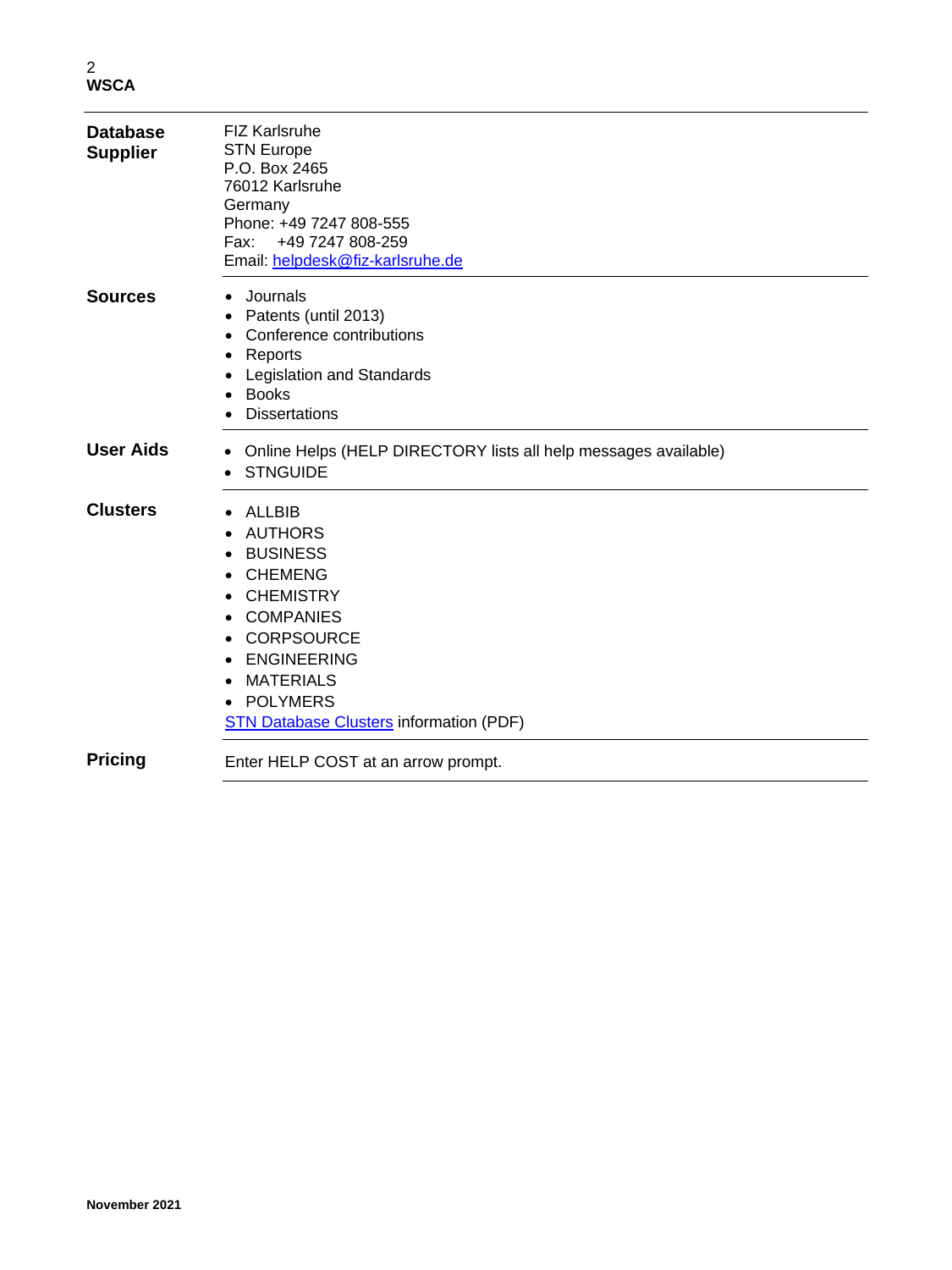| | |
|---|---|
| **Database Supplier** | FIZ Karlsruhe<br>STN Europe<br>P.O. Box 2465<br>76012 Karlsruhe<br>Germany<br>Phone: +49 7247 808-555<br>Fax: +49 7247 808-259<br>Email: [helpdesk@fiz-karlsruhe.de](mailto:helpdesk@fiz-karlsruhe.de) |
| **Sources** | • Journals<br>• Patents (until 2013)<br>• Conference contributions<br>• Reports<br>• Legislation and Standards<br>• Books<br>• Dissertations |
| **User Aids** | • Online Helps (HELP DIRECTORY lists all help messages available)<br>• STNGUIDE |
| **Clusters** | • ALLBIB<br>• AUTHORS<br>• BUSINESS<br>• CHEMENG<br>• CHEMISTRY<br>• COMPANIES<br>• CORPSOURCE<br>• ENGINEERING<br>• MATERIALS<br>• POLYMERS<br>STN Database Clusters information (PDF) |
| **Pricing** | Enter HELP COST at an arrow prompt. |

November 2021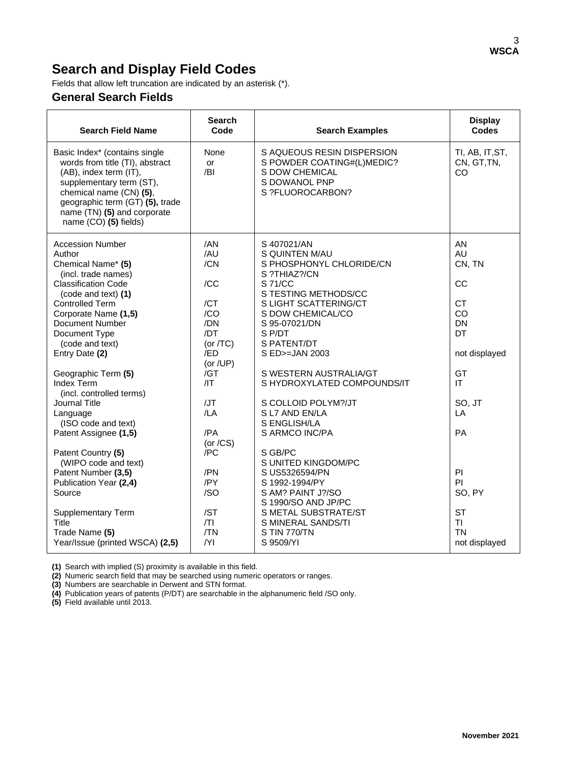# Search and Display Field Codes

Fields that allow left truncation are indicated by an asterisk (*).

## General Search Fields

| Search Field Name | Search Code | Search Examples | Display Codes |
|---|---|---|---|
| Basic Index* (contains single words from title (TI), abstract (AB), index term (IT), supplementary term (ST), chemical name (CN) **(5)**, geographic term (GT) **(5),** trade name (TN) **(5)** and corporate name (CO) **(5)** fields) | None or /BI | S AQUEOUS RESIN DISPERSION<br>S POWDER COATING#(L)MEDIC?<br>S DOW CHEMICAL<br>S DOWANOL PNP<br>S ?FLUOROCARBON? | TI, AB, IT,ST, CN, GT,TN, CO |
| Accession Number | /AN | S 407021/AN | AN |
| Author | /AU | S QUINTEN M/AU | AU |
| Chemical Name* **(5)** (incl. trade names) | /CN | S PHOSPHONYL CHLORIDE/CN<br>S ?THIAZ?/CN | CN, TN |
| Classification Code (code and text) **(1)** | /CC | S 71/CC<br>S TESTING METHODS/CC | CC |
| Controlled Term | /CT | S LIGHT SCATTERING/CT | CT |
| Corporate Name **(1,5)** | /CO | S DOW CHEMICAL/CO | CO |
| Document Number | /DN | S 95-07021/DN | DN |
| Document Type (code and text) | /DT (or /TC) | S P/DT<br>S PATENT/DT | DT |
| Entry Date **(2)** | /ED (or /UP) | S ED>=JAN 2003 | not displayed |
| Geographic Term **(5)** | /GT | S WESTERN AUSTRALIA/GT | GT |
| Index Term (incl. controlled terms) | /IT | S HYDROXYLATED COMPOUNDS/IT | IT |
| Journal Title | /JT | S COLLOID POLYM?/JT | SO, JT |
| Language (ISO code and text) | /LA | S L7 AND EN/LA<br>S ENGLISH/LA | LA |
| Patent Assignee **(1,5)** | /PA (or /CS) | S ARMCO INC/PA | PA |
| Patent Country **(5)** (WIPO code and text) | /PC | S GB/PC<br>S UNITED KINGDOM/PC | |
| Patent Number **(3,5)** | /PN | S US5326594/PN | PI |
| Publication Year **(2,4)** | /PY | S 1992-1994/PY | PI |
| Source | /SO | S AM? PAINT J?/SO<br>S 1990/SO AND JP/PC | SO, PY |
| Supplementary Term | /ST | S METAL SUBSTRATE/ST | ST |
| Title | /TI | S MINERAL SANDS/TI | TI |
| Trade Name **(5)** | /TN | S TIN 770/TN | TN |
| Year/Issue (printed WSCA) **(2,5)** | /YI | S 9509/YI | not displayed |

**(1)** Search with implied (S) proximity is available in this field.
**(2)** Numeric search field that may be searched using numeric operators or ranges.
**(3)** Numbers are searchable in Derwent and STN format.
**(4)** Publication years of patents (P/DT) are searchable in the alphanumeric field /SO only.
**(5)** Field available until 2013.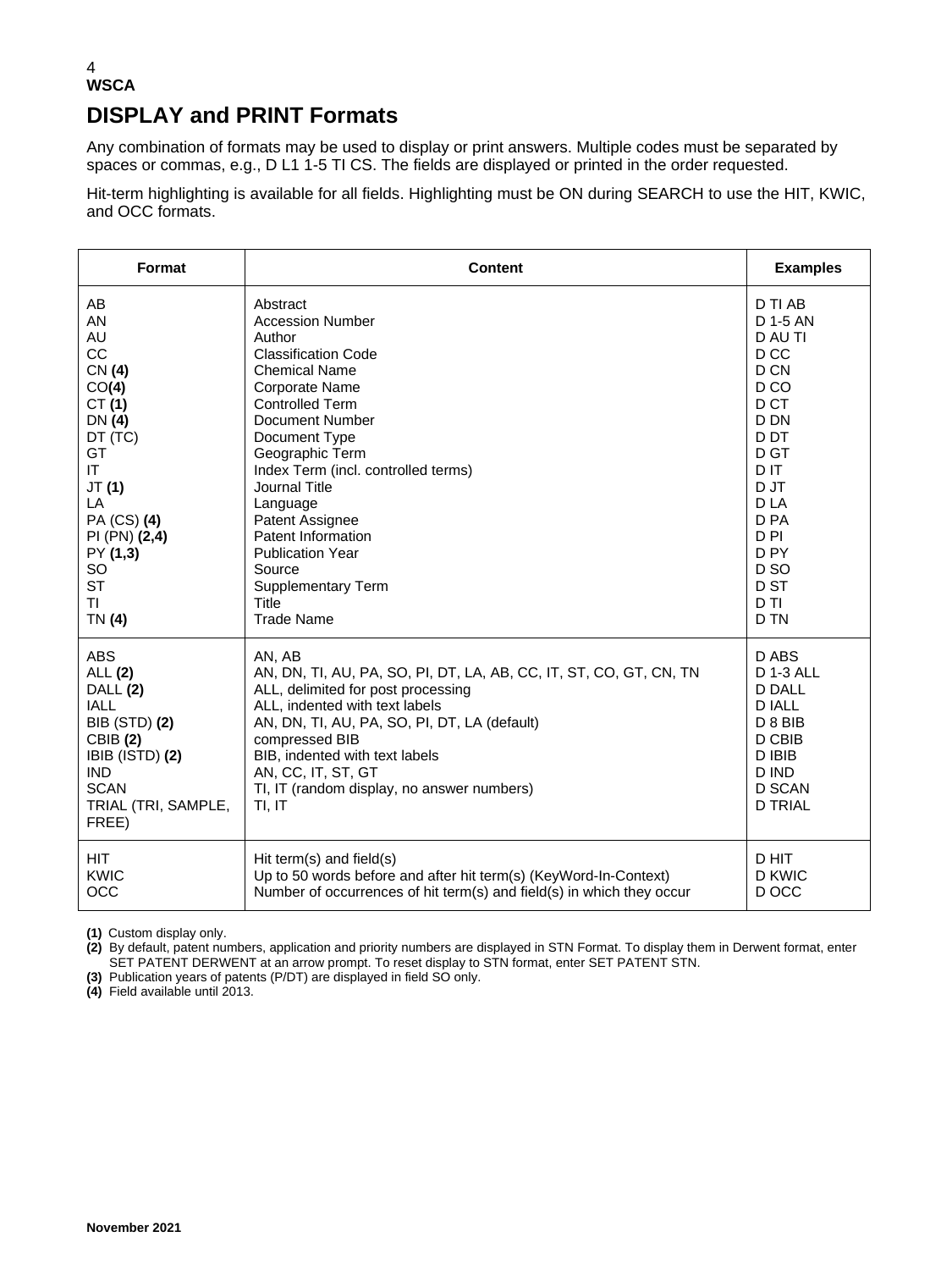## DISPLAY and PRINT Formats

Any combination of formats may be used to display or print answers. Multiple codes must be separated by spaces or commas, e.g., D L1 1-5 TI CS. The fields are displayed or printed in the order requested.

Hit-term highlighting is available for all fields. Highlighting must be ON during SEARCH to use the HIT, KWIC, and OCC formats.

| Format | Content | Examples |
|---|---|---|
| AB | Abstract | D TI AB |
| AN | Accession Number | D 1-5 AN |
| AU | Author | D AU TI |
| CC | Classification Code | D CC |
| CN **(4)** | Chemical Name | D CN |
| CO**(4)** | Corporate Name | D CO |
| CT **(1)** | Controlled Term | D CT |
| DN **(4)** | Document Number | D DN |
| DT (TC) | Document Type | D DT |
| GT | Geographic Term | D GT |
| IT | Index Term (incl. controlled terms) | D IT |
| JT **(1)** | Journal Title | D JT |
| LA | Language | D LA |
| PA (CS) **(4)** | Patent Assignee | D PA |
| PI (PN) **(2,4)** | Patent Information | D PI |
| PY **(1,3)** | Publication Year | D PY |
| SO | Source | D SO |
| ST | Supplementary Term | D ST |
| TI | Title | D TI |
| TN **(4)** | Trade Name | D TN |
| ABS | AN, AB | D ABS |
| ALL **(2)** | AN, DN, TI, AU, PA, SO, PI, DT, LA, AB, CC, IT, ST, CO, GT, CN, TN | D 1-3 ALL |
| DALL **(2)** | ALL, delimited for post processing | D DALL |
| IALL | ALL, indented with text labels | D IALL |
| BIB (STD) **(2)** | AN, DN, TI, AU, PA, SO, PI, DT, LA (default) | D 8 BIB |
| CBIB **(2)** | compressed BIB | D CBIB |
| IBIB (ISTD) **(2)** | BIB, indented with text labels | D IBIB |
| IND | AN, CC, IT, ST, GT | D IND |
| SCAN | TI, IT (random display, no answer numbers) | D SCAN |
| TRIAL (TRI, SAMPLE, FREE) | TI, IT | D TRIAL |
| HIT | Hit term(s) and field(s) | D HIT |
| KWIC | Up to 50 words before and after hit term(s) (KeyWord-In-Context) | D KWIC |
| OCC | Number of occurrences of hit term(s) and field(s) in which they occur | D OCC |

**(1)** Custom display only.
**(2)** By default, patent numbers, application and priority numbers are displayed in STN Format. To display them in Derwent format, enter SET PATENT DERWENT at an arrow prompt. To reset display to STN format, enter SET PATENT STN.
**(3)** Publication years of patents (P/DT) are displayed in field SO only.
**(4)** Field available until 2013.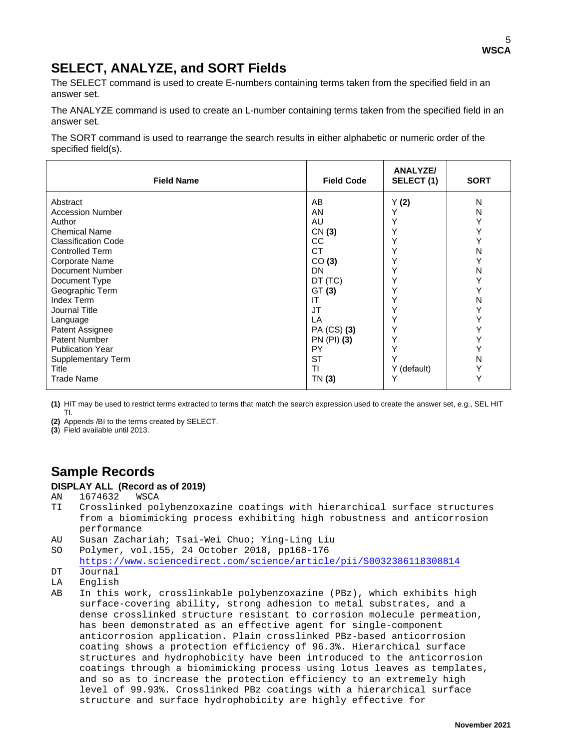## SELECT, ANALYZE, and SORT Fields

The SELECT command is used to create E-numbers containing terms taken from the specified field in an answer set.

The ANALYZE command is used to create an L-number containing terms taken from the specified field in an answer set.

The SORT command is used to rearrange the search results in either alphabetic or numeric order of the specified field(s).

| Field Name | Field Code | ANALYZE/ SELECT (1) | SORT |
|---|---|---|---|
| Abstract | AB | Y **(2)** | N |
| Accession Number | AN | Y | N |
| Author | AU | Y | Y |
| Chemical Name | CN **(3)** | Y | Y |
| Classification Code | CC | Y | Y |
| Controlled Term | CT | Y | N |
| Corporate Name | CO **(3)** | Y | Y |
| Document Number | DN | Y | N |
| Document Type | DT (TC) | Y | Y |
| Geographic Term | GT **(3)** | Y | Y |
| Index Term | IT | Y | N |
| Journal Title | JT | Y | Y |
| Language | LA | Y | Y |
| Patent Assignee | PA (CS) **(3)** | Y | Y |
| Patent Number | PN (PI) **(3)** | Y | Y |
| Publication Year | PY | Y | Y |
| Supplementary Term | ST | Y | N |
| Title | TI | Y (default) | Y |
| Trade Name | TN **(3)** | Y | Y |

**(1)** HIT may be used to restrict terms extracted to terms that match the search expression used to create the answer set, e.g., SEL HIT TI.

**(2)** Appends /BI to the terms created by SELECT.

**(3)** Field available until 2013.

## Sample Records

**DISPLAY ALL (Record as of 2019)**

```
AN   1674632   WSCA
TI   Crosslinked polybenzoxazine coatings with hierarchical surface structures
     from a biomimicking process exhibiting high robustness and anticorrosion
     performance
AU   Susan Zachariah; Tsai-Wei Chuo; Ying-Ling Liu
SO   Polymer, vol.155, 24 October 2018, pp168-176
     https://www.sciencedirect.com/science/article/pii/S0032386118308814
DT   Journal
LA   English
AB   In this work, crosslinkable polybenzoxazine (PBz), which exhibits high
     surface-covering ability, strong adhesion to metal substrates, and a
     dense crosslinked structure resistant to corrosion molecule permeation,
     has been demonstrated as an effective agent for single-component
     anticorrosion application. Plain crosslinked PBz-based anticorrosion
     coating shows a protection efficiency of 96.3%. Hierarchical surface
     structures and hydrophobicity have been introduced to the anticorrosion
     coatings through a biomimicking process using lotus leaves as templates,
     and so as to increase the protection efficiency to an extremely high
     level of 99.93%. Crosslinked PBz coatings with a hierarchical surface
     structure and surface hydrophobicity are highly effective for
```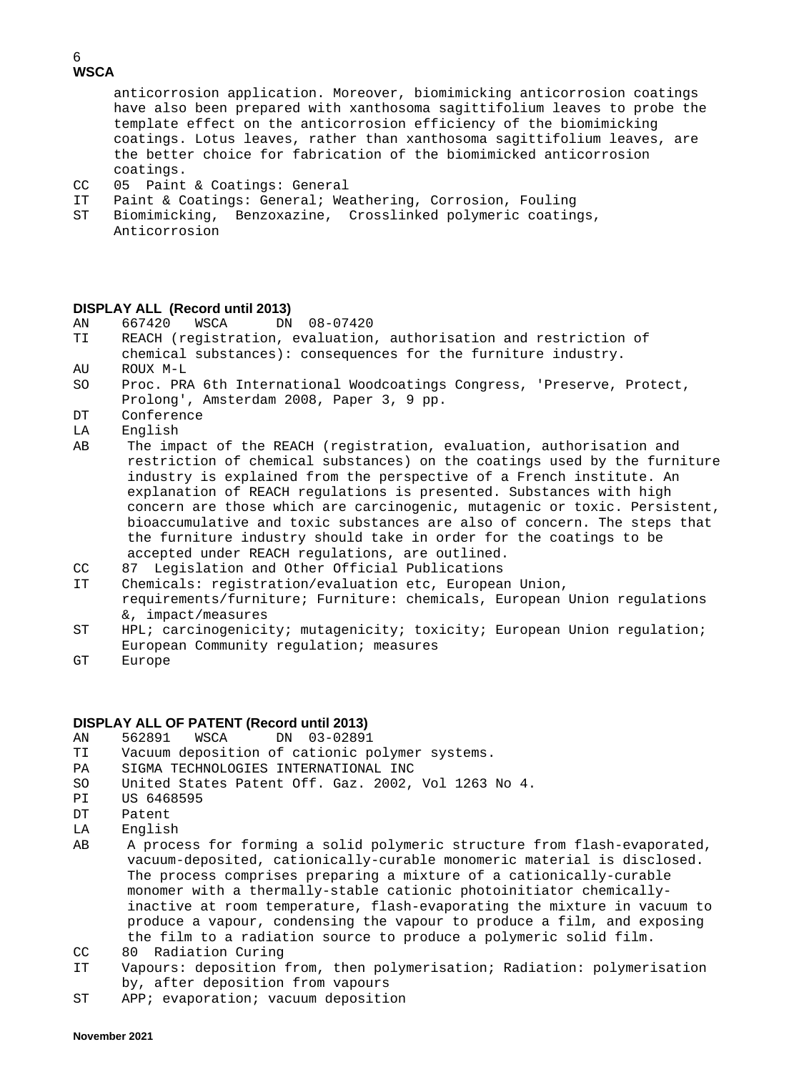anticorrosion application. Moreover, biomimicking anticorrosion coatings have also been prepared with xanthosoma sagittifolium leaves to probe the template effect on the anticorrosion efficiency of the biomimicking coatings. Lotus leaves, rather than xanthosoma sagittifolium leaves, are the better choice for fabrication of the biomimicked anticorrosion coatings.

CC 05 Paint & Coatings: General
IT Paint & Coatings: General; Weathering, Corrosion, Fouling
ST Biomimicking, Benzoxazine, Crosslinked polymeric coatings, Anticorrosion

### DISPLAY ALL (Record until 2013)

AN 667420 WSCA DN 08-07420
TI REACH (registration, evaluation, authorisation and restriction of chemical substances): consequences for the furniture industry.
AU ROUX M-L
SO Proc. PRA 6th International Woodcoatings Congress, 'Preserve, Protect, Prolong', Amsterdam 2008, Paper 3, 9 pp.
DT Conference
LA English
AB The impact of the REACH (registration, evaluation, authorisation and restriction of chemical substances) on the coatings used by the furniture industry is explained from the perspective of a French institute. An explanation of REACH regulations is presented. Substances with high concern are those which are carcinogenic, mutagenic or toxic. Persistent, bioaccumulative and toxic substances are also of concern. The steps that the furniture industry should take in order for the coatings to be accepted under REACH regulations, are outlined.
CC 87 Legislation and Other Official Publications
IT Chemicals: registration/evaluation etc, European Union, requirements/furniture; Furniture: chemicals, European Union regulations &, impact/measures
ST HPL; carcinogenicity; mutagenicity; toxicity; European Union regulation; European Community regulation; measures
GT Europe

### DISPLAY ALL OF PATENT (Record until 2013)

AN 562891 WSCA DN 03-02891
TI Vacuum deposition of cationic polymer systems.
PA SIGMA TECHNOLOGIES INTERNATIONAL INC
SO United States Patent Off. Gaz. 2002, Vol 1263 No 4.
PI US 6468595
DT Patent
LA English
AB A process for forming a solid polymeric structure from flash-evaporated, vacuum-deposited, cationically-curable monomeric material is disclosed. The process comprises preparing a mixture of a cationically-curable monomer with a thermally-stable cationic photoinitiator chemically-inactive at room temperature, flash-evaporating the mixture in vacuum to produce a vapour, condensing the vapour to produce a film, and exposing the film to a radiation source to produce a polymeric solid film.
CC 80 Radiation Curing
IT Vapours: deposition from, then polymerisation; Radiation: polymerisation by, after deposition from vapours
ST APP; evaporation; vacuum deposition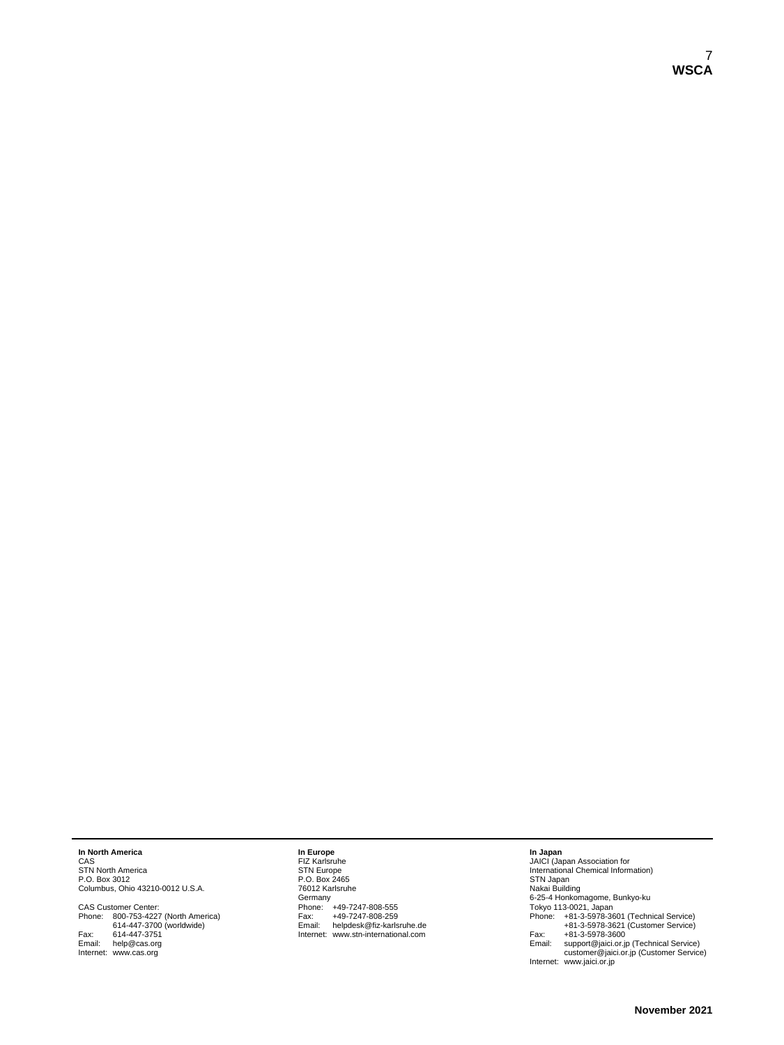**In North America**
CAS
STN North America
P.O. Box 3012
Columbus, Ohio 43210-0012 U.S.A.

CAS Customer Center:
Phone: 800-753-4227 (North America)
614-447-3700 (worldwide)
Fax: 614-447-3751
Email: help@cas.org
Internet: www.cas.org

**In Europe**
FIZ Karlsruhe
STN Europe
P.O. Box 2465
76012 Karlsruhe
Germany
Phone: +49-7247-808-555
Fax: +49-7247-808-259
Email: helpdesk@fiz-karlsruhe.de
Internet: www.stn-international.com

**In Japan**
JAICI (Japan Association for International Chemical Information)
STN Japan
Nakai Building
6-25-4 Honkomagome, Bunkyo-ku
Tokyo 113-0021, Japan
Phone: +81-3-5978-3601 (Technical Service)
+81-3-5978-3621 (Customer Service)
Fax: +81-3-5978-3600
Email: support@jaici.or.jp (Technical Service)
customer@jaici.or.jp (Customer Service)
Internet: www.jaici.or.jp

**November 2021**